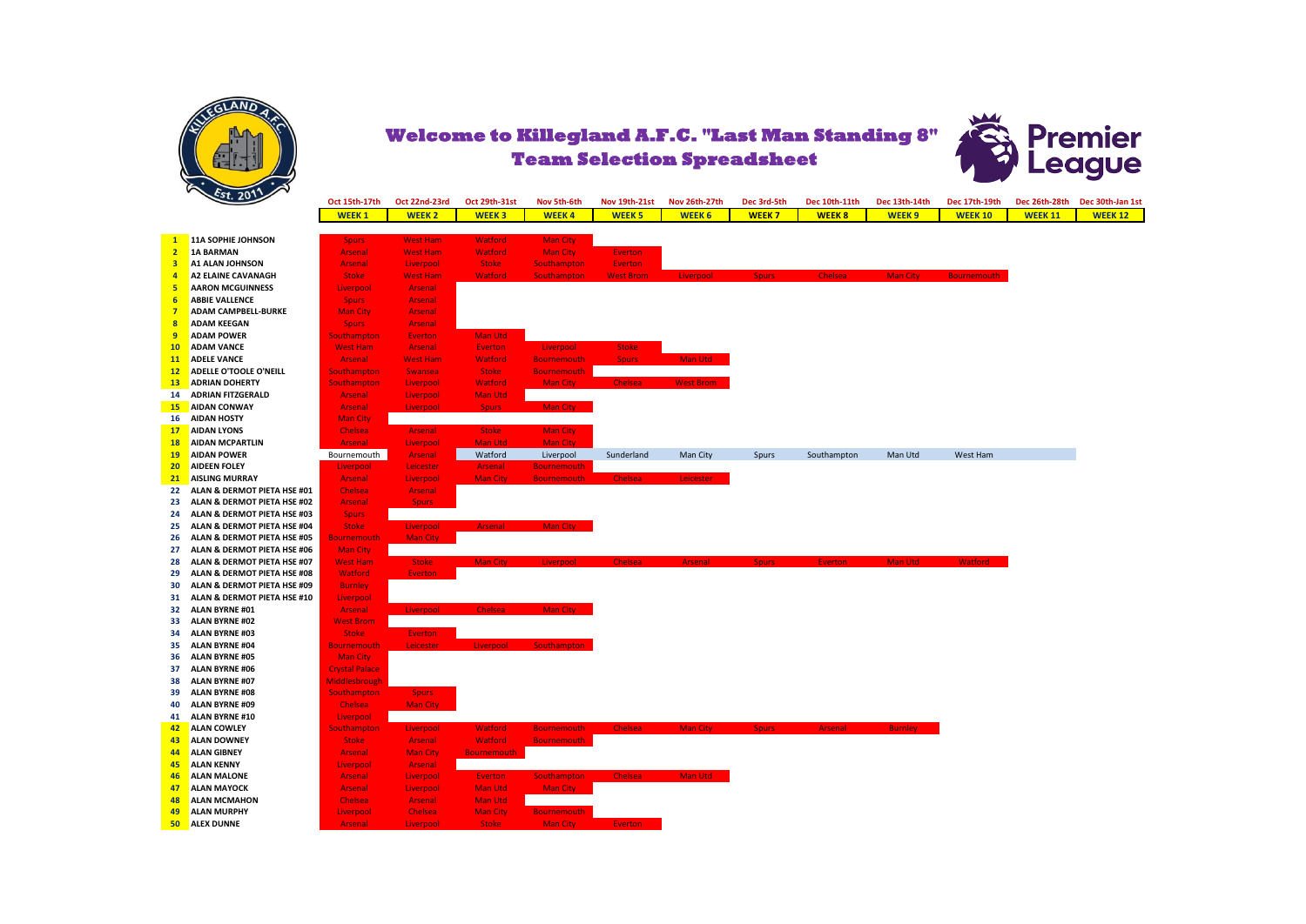# Welcome to Killegland A.F.C. "Last Man Standing 8"
## Team Selection Spreadsheet

| # | Name | Oct 15th-17th WEEK 1 | Oct 22nd-23rd WEEK 2 | Oct 29th-31st WEEK 3 | Nov 5th-6th WEEK 4 | Nov 19th-21st WEEK 5 | Nov 26th-27th WEEK 6 | Dec 3rd-5th WEEK 7 | Dec 10th-11th WEEK 8 | Dec 13th-14th WEEK 9 | Dec 17th-19th WEEK 10 | Dec 26th-28th WEEK 11 | Dec 30th-Jan 1st WEEK 12 |
|---|---|---|---|---|---|---|---|---|---|---|---|---|---|
| 1 | 11A SOPHIE JOHNSON | Spurs | West Ham | Watford | Man City | | | | | | | | |
| 2 | 1A BARMAN | Arsenal | West Ham | Watford | Man City | Everton | | | | | | | |
| 3 | A1 ALAN JOHNSON | Arsenal | Liverpool | Stoke | Southampton | Everton | | | | | | | |
| 4 | A2 ELAINE CAVANAGH | Stoke | West Ham | Watford | Southampton | West Brom | Liverpool | Spurs | Chelsea | Man City | Bournemouth | | |
| 5 | AARON MCGUINNESS | Liverpool | Arsenal | | | | | | | | | | |
| 6 | ABBIE VALLENCE | Spurs | Arsenal | | | | | | | | | | |
| 7 | ADAM CAMPBELL-BURKE | Man City | Arsenal | | | | | | | | | | |
| 8 | ADAM KEEGAN | Spurs | Arsenal | | | | | | | | | | |
| 9 | ADAM POWER | Southampton | Everton | Man Utd | | | | | | | | | |
| 10 | ADAM VANCE | West Ham | Arsenal | Everton | Liverpool | Stoke | | | | | | | |
| 11 | ADELE VANCE | Arsenal | West Ham | Watford | Bournemouth | Spurs | Man Utd | | | | | | |
| 12 | ADELLE O'TOOLE O'NEILL | Southampton | Swansea | Stoke | Bournemouth | | | | | | | | |
| 13 | ADRIAN DOHERTY | Southampton | Liverpool | Watford | Man City | Chelsea | West Brom | | | | | | |
| 14 | ADRIAN FITZGERALD | Arsenal | Liverpool | Man Utd | | | | | | | | | |
| 15 | AIDAN CONWAY | Arsenal | Liverpool | Spurs | Man City | | | | | | | | |
| 16 | AIDAN HOSTY | Man City | | | | | | | | | | | |
| 17 | AIDAN LYONS | Chelsea | Arsenal | Stoke | Man City | | | | | | | | |
| 18 | AIDAN MCPARTLIN | Arsenal | Liverpool | Man Utd | Man City | | | | | | | | |
| 19 | AIDAN POWER | Bournemouth | Arsenal | Watford | Liverpool | Sunderland | Man City | Spurs | Southampton | Man Utd | West Ham | | |
| 20 | AIDEEN FOLEY | Liverpool | Leicester | Arsenal | Bournemouth | | | | | | | | |
| 21 | AISLING MURRAY | Arsenal | Liverpool | Man City | Bournemouth | Chelsea | Leicester | | | | | | |
| 22 | ALAN & DERMOT PIETA HSE #01 | Chelsea | Arsenal | | | | | | | | | | |
| 23 | ALAN & DERMOT PIETA HSE #02 | Arsenal | Spurs | | | | | | | | | | |
| 24 | ALAN & DERMOT PIETA HSE #03 | Spurs | | | | | | | | | | | |
| 25 | ALAN & DERMOT PIETA HSE #04 | Stoke | Liverpool | Arsenal | Man City | | | | | | | | |
| 26 | ALAN & DERMOT PIETA HSE #05 | Bournemouth | Man City | | | | | | | | | | |
| 27 | ALAN & DERMOT PIETA HSE #06 | Man City | | | | | | | | | | | |
| 28 | ALAN & DERMOT PIETA HSE #07 | West Ham | Stoke | Man City | Liverpool | Chelsea | Arsenal | Spurs | Everton | Man Utd | Watford | | |
| 29 | ALAN & DERMOT PIETA HSE #08 | Watford | Everton | | | | | | | | | | |
| 30 | ALAN & DERMOT PIETA HSE #09 | Burnley | | | | | | | | | | | |
| 31 | ALAN & DERMOT PIETA HSE #10 | Liverpool | | | | | | | | | | | |
| 32 | ALAN BYRNE #01 | Arsenal | Liverpool | Chelsea | Man City | | | | | | | | |
| 33 | ALAN BYRNE #02 | West Brom | | | | | | | | | | | |
| 34 | ALAN BYRNE #03 | Stoke | Everton | | | | | | | | | | |
| 35 | ALAN BYRNE #04 | Bournemouth | Leicester | Liverpool | Southampton | | | | | | | | |
| 36 | ALAN BYRNE #05 | Man City | | | | | | | | | | | |
| 37 | ALAN BYRNE #06 | Crystal Palace | | | | | | | | | | | |
| 38 | ALAN BYRNE #07 | Middlesbrough | | | | | | | | | | | |
| 39 | ALAN BYRNE #08 | Southampton | Spurs | | | | | | | | | | |
| 40 | ALAN BYRNE #09 | Chelsea | Man City | | | | | | | | | | |
| 41 | ALAN BYRNE #10 | Liverpool | | | | | | | | | | | |
| 42 | ALAN COWLEY | Southampton | Liverpool | Watford | Bournemouth | Chelsea | Man City | Spurs | Arsenal | Burnley | | | |
| 43 | ALAN DOWNEY | Stoke | Arsenal | Watford | Bournemouth | | | | | | | | |
| 44 | ALAN GIBNEY | Arsenal | Man City | Bournemouth | | | | | | | | | |
| 45 | ALAN KENNY | Liverpool | Arsenal | | | | | | | | | | |
| 46 | ALAN MALONE | Arsenal | Liverpool | Everton | Southampton | Chelsea | Man Utd | | | | | | |
| 47 | ALAN MAYOCK | Arsenal | Liverpool | Man Utd | Man City | | | | | | | | |
| 48 | ALAN MCMAHON | Chelsea | Arsenal | Man Utd | | | | | | | | | |
| 49 | ALAN MURPHY | Liverpool | Chelsea | Man City | Bournemouth | | | | | | | | |
| 50 | ALEX DUNNE | Arsenal | Liverpool | Stoke | Man City | Everton | | | | | | | |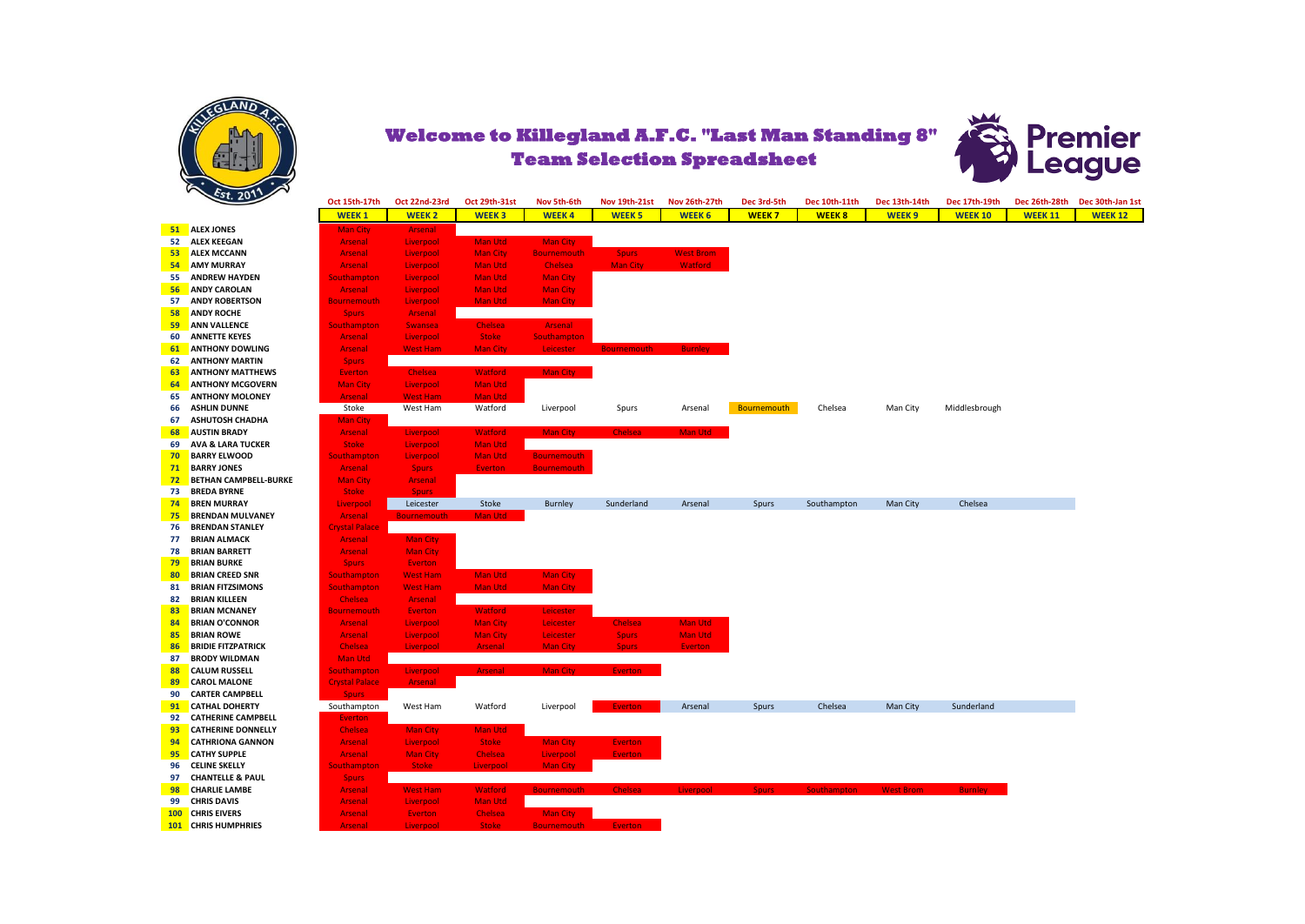# Welcome to Killegland A.F.C. "Last Man Standing 8"
## Team Selection Spreadsheet

| # | Name | Oct 15th-17th WEEK 1 | Oct 22nd-23rd WEEK 2 | Oct 29th-31st WEEK 3 | Nov 5th-6th WEEK 4 | Nov 19th-21st WEEK 5 | Nov 26th-27th WEEK 6 | Dec 3rd-5th WEEK 7 | Dec 10th-11th WEEK 8 | Dec 13th-14th WEEK 9 | Dec 17th-19th WEEK 10 | Dec 26th-28th WEEK 11 | Dec 30th-Jan 1st WEEK 12 |
|---|---|---|---|---|---|---|---|---|---|---|---|---|---|
| 51 | ALEX JONES | Man City | Arsenal | | | | | | | | | | |
| 52 | ALEX KEEGAN | Arsenal | Liverpool | Man Utd | Man City | | | | | | | | |
| 53 | ALEX MCCANN | Arsenal | Liverpool | Man City | Bournemouth | Spurs | West Brom | | | | | | |
| 54 | AMY MURRAY | Arsenal | Liverpool | Man Utd | Chelsea | Man City | Watford | | | | | | |
| 55 | ANDREW HAYDEN | Southampton | Liverpool | Man Utd | Man City | | | | | | | | |
| 56 | ANDY CAROLAN | Arsenal | Liverpool | Man Utd | Man City | | | | | | | | |
| 57 | ANDY ROBERTSON | Bournemouth | Liverpool | Man Utd | Man City | | | | | | | | |
| 58 | ANDY ROCHE | Spurs | Arsenal | | | | | | | | | | |
| 59 | ANN VALLENCE | Southampton | Swansea | Chelsea | Arsenal | | | | | | | | |
| 60 | ANNETTE KEYES | Arsenal | Liverpool | Stoke | Southampton | | | | | | | | |
| 61 | ANTHONY DOWLING | Arsenal | West Ham | Man City | Leicester | Bournemouth | Burnley | | | | | | |
| 62 | ANTHONY MARTIN | Spurs | | | | | | | | | | | |
| 63 | ANTHONY MATTHEWS | Everton | Chelsea | Watford | Man City | | | | | | | | |
| 64 | ANTHONY MCGOVERN | Man City | Liverpool | Man Utd | | | | | | | | | |
| 65 | ANTHONY MOLONEY | Arsenal | West Ham | Man Utd | | | | | | | | | |
| 66 | ASHLIN DUNNE | Stoke | West Ham | Watford | Liverpool | Spurs | Arsenal | Bournemouth | Chelsea | Man City | Middlesbrough | | |
| 67 | ASHUTOSH CHADHA | Man City | | | | | | | | | | | |
| 68 | AUSTIN BRADY | Arsenal | Liverpool | Watford | Man City | Chelsea | Man Utd | | | | | | |
| 69 | AVA & LARA TUCKER | Stoke | Liverpool | Man Utd | | | | | | | | | |
| 70 | BARRY ELWOOD | Southampton | Liverpool | Man Utd | Bournemouth | | | | | | | | |
| 71 | BARRY JONES | Arsenal | Spurs | Everton | Bournemouth | | | | | | | | |
| 72 | BETHAN CAMPBELL-BURKE | Man City | Arsenal | | | | | | | | | | |
| 73 | BREDA BYRNE | Stoke | Spurs | | | | | | | | | | |
| 74 | BREN MURRAY | Liverpool | Leicester | Stoke | Burnley | Sunderland | Arsenal | Spurs | Southampton | Man City | Chelsea | | |
| 75 | BRENDAN MULVANEY | Arsenal | Bournemouth | Man Utd | | | | | | | | | |
| 76 | BRENDAN STANLEY | Crystal Palace | | | | | | | | | | | |
| 77 | BRIAN ALMACK | Arsenal | Man City | | | | | | | | | | |
| 78 | BRIAN BARRETT | Arsenal | Man City | | | | | | | | | | |
| 79 | BRIAN BURKE | Spurs | Everton | | | | | | | | | | |
| 80 | BRIAN CREED SNR | Southampton | West Ham | Man Utd | Man City | | | | | | | | |
| 81 | BRIAN FITZSIMONS | Southampton | West Ham | Man Utd | Man City | | | | | | | | |
| 82 | BRIAN KILLEEN | Chelsea | Arsenal | | | | | | | | | | |
| 83 | BRIAN MCNANEY | Bournemouth | Everton | Watford | Leicester | | | | | | | | |
| 84 | BRIAN O'CONNOR | Arsenal | Liverpool | Man City | Leicester | Chelsea | Man Utd | | | | | | |
| 85 | BRIAN ROWE | Arsenal | Liverpool | Man City | Leicester | Spurs | Man Utd | | | | | | |
| 86 | BRIDIE FITZPATRICK | Chelsea | Liverpool | Arsenal | Man City | Spurs | Everton | | | | | | |
| 87 | BRODY WILDMAN | Man Utd | | | | | | | | | | | |
| 88 | CALUM RUSSELL | Southampton | Liverpool | Arsenal | Man City | Everton | | | | | | | |
| 89 | CAROL MALONE | Crystal Palace | Arsenal | | | | | | | | | | |
| 90 | CARTER CAMPBELL | Spurs | | | | | | | | | | | |
| 91 | CATHAL DOHERTY | Southampton | West Ham | Watford | Liverpool | Everton | Arsenal | Spurs | Chelsea | Man City | Sunderland | | |
| 92 | CATHERINE CAMPBELL | Everton | | | | | | | | | | | |
| 93 | CATHERINE DONNELLY | Chelsea | Man City | Man Utd | | | | | | | | | |
| 94 | CATHRIONA GANNON | Arsenal | Liverpool | Stoke | Man City | Everton | | | | | | | |
| 95 | CATHY SUPPLE | Arsenal | Man City | Chelsea | Liverpool | Everton | | | | | | | |
| 96 | CELINE SKELLY | Southampton | Stoke | Liverpool | Man City | | | | | | | | |
| 97 | CHANTELLE & PAUL | Spurs | | | | | | | | | | | |
| 98 | CHARLIE LAMBE | Arsenal | West Ham | Watford | Bournemouth | Chelsea | Liverpool | Spurs | Southampton | West Brom | Burnley | | |
| 99 | CHRIS DAVIS | Arsenal | Liverpool | Man Utd | | | | | | | | | |
| 100 | CHRIS EIVERS | Arsenal | Everton | Chelsea | Man City | | | | | | | | |
| 101 | CHRIS HUMPHRIES | Arsenal | Liverpool | Stoke | Bournemouth | Everton | | | | | | | |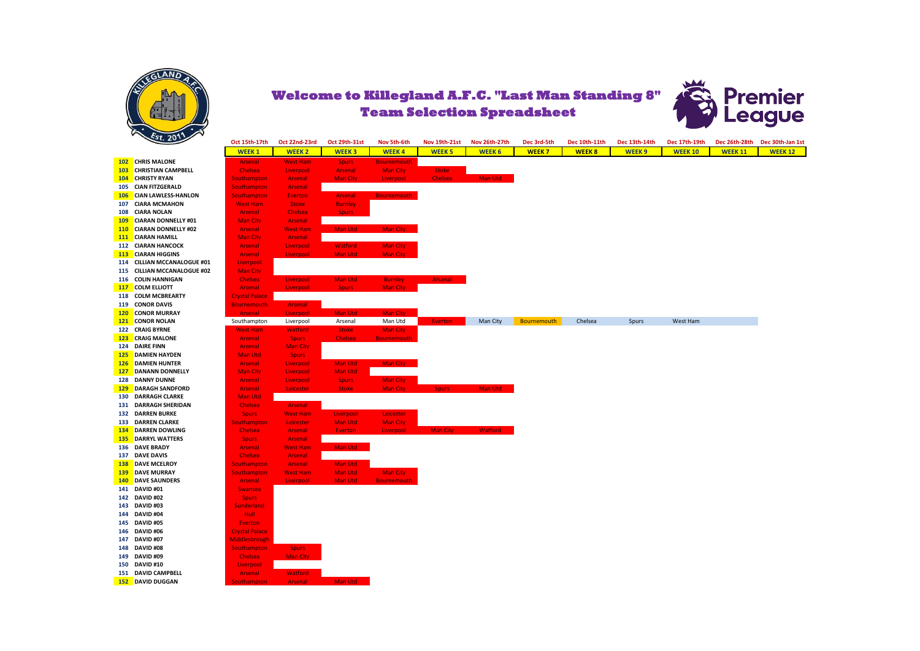# Welcome to Killegland A.F.C. "Last Man Standing 8"

## Team Selection Spreadsheet

| No. | Name | Oct 15th-17th WEEK 1 | Oct 22nd-23rd WEEK 2 | Oct 29th-31st WEEK 3 | Nov 5th-6th WEEK 4 | Nov 19th-21st WEEK 5 | Nov 26th-27th WEEK 6 | Dec 3rd-5th WEEK 7 | Dec 10th-11th WEEK 8 | Dec 13th-14th WEEK 9 | Dec 17th-19th WEEK 10 | Dec 26th-28th WEEK 11 | Dec 30th-Jan 1st WEEK 12 |
|---|---|---|---|---|---|---|---|---|---|---|---|---|---|
| 102 | CHRIS MALONE | Arsenal | West Ham | Spurs | Bournemouth | | | | | | | | |
| 103 | CHRISTIAN CAMPBELL | Chelsea | Liverpool | Arsenal | Man City | Stoke | | | | | | | |
| 104 | CHRISTY RYAN | Southampton | Arsenal | Man City | Liverpool | Chelsea | Man Utd | | | | | | |
| 105 | CIAN FITZGERALD | Southampton | Arsenal | | | | | | | | | | |
| 106 | CIAN LAWLESS-HANLON | Southampton | Everton | Arsenal | Bournemouth | | | | | | | | |
| 107 | CIARA MCMAHON | West Ham | Stoke | Burnley | | | | | | | | | |
| 108 | CIARA NOLAN | Arsenal | Chelsea | Spurs | | | | | | | | | |
| 109 | CIARAN DONNELLY #01 | Man City | Arsenal | | | | | | | | | | |
| 110 | CIARAN DONNELLY #02 | Arsenal | West Ham | Man Utd | Man City | | | | | | | | |
| 111 | CIARAN HAMILL | Man City | Arsenal | | | | | | | | | | |
| 112 | CIARAN HANCOCK | Arsenal | Liverpool | Watford | Man City | | | | | | | | |
| 113 | CIARAN HIGGINS | Arsenal | Liverpool | Man Utd | Man City | | | | | | | | |
| 114 | CILLIAN MCCANALOGUE #01 | Liverpool | | | | | | | | | | | |
| 115 | CILLIAN MCCANALOGUE #02 | Man City | | | | | | | | | | | |
| 116 | COLIN HANNIGAN | Chelsea | Liverpool | Man Utd | Burnley | Arsenal | | | | | | | |
| 117 | COLM ELLIOTT | Arsenal | Liverpool | Spurs | Man City | | | | | | | | |
| 118 | COLM MCBREARTY | Crystal Palace | | | | | | | | | | | |
| 119 | CONOR DAVIS | Bournemouth | Arsenal | | | | | | | | | | |
| 120 | CONOR MURRAY | Arsenal | Liverpool | Man Utd | Man City | | | | | | | | |
| 121 | CONOR NOLAN | Southampton | Liverpool | Arsenal | Man Utd | Everton | Man City | Bournemouth | Chelsea | Spurs | West Ham | | |
| 122 | CRAIG BYRNE | West Ham | Watford | Stoke | Man City | | | | | | | | |
| 123 | CRAIG MALONE | Arsenal | Spurs | Chelsea | Bournemouth | | | | | | | | |
| 124 | DAIRE FINN | Arsenal | Man City | | | | | | | | | | |
| 125 | DAMIEN HAYDEN | Man Utd | Spurs | | | | | | | | | | |
| 126 | DAMIEN HUNTER | Arsenal | Liverpool | Man Utd | Man City | | | | | | | | |
| 127 | DANANN DONNELLY | Man City | Liverpool | Man Utd | | | | | | | | | |
| 128 | DANNY DUNNE | Arsenal | Liverpool | Spurs | Man City | | | | | | | | |
| 129 | DARAGH SANDFORD | Arsenal | Leicester | Stoke | Man City | Spurs | Man Utd | | | | | | |
| 130 | DARRAGH CLARKE | Man Utd | | | | | | | | | | | |
| 131 | DARRAGH SHERIDAN | Chelsea | Arsenal | | | | | | | | | | |
| 132 | DARREN BURKE | Spurs | West Ham | Liverpool | Leicester | | | | | | | | |
| 133 | DARREN CLARKE | Southampton | Leicester | Man Utd | Man City | | | | | | | | |
| 134 | DARREN DOWLING | Chelsea | Arsenal | Everton | Liverpool | Man City | Watford | | | | | | |
| 135 | DARRYL WATTERS | Spurs | Arsenal | | | | | | | | | | |
| 136 | DAVE BRADY | Arsenal | West Ham | Man Utd | | | | | | | | | |
| 137 | DAVE DAVIS | Chelsea | Arsenal | | | | | | | | | | |
| 138 | DAVE MCELROY | Southampton | Arsenal | Man Utd | | | | | | | | | |
| 139 | DAVE MURRAY | Southampton | West Ham | Man Utd | Man City | | | | | | | | |
| 140 | DAVE SAUNDERS | Arsenal | Liverpool | Man Utd | Bournemouth | | | | | | | | |
| 141 | DAVID #01 | Swansea | | | | | | | | | | | |
| 142 | DAVID #02 | Spurs | | | | | | | | | | | |
| 143 | DAVID #03 | Sunderland | | | | | | | | | | | |
| 144 | DAVID #04 | Hull | | | | | | | | | | | |
| 145 | DAVID #05 | Everton | | | | | | | | | | | |
| 146 | DAVID #06 | Crystal Palace | | | | | | | | | | | |
| 147 | DAVID #07 | Middlesbrough | | | | | | | | | | | |
| 148 | DAVID #08 | Southampton | Spurs | | | | | | | | | | |
| 149 | DAVID #09 | Chelsea | Man City | | | | | | | | | | |
| 150 | DAVID #10 | Liverpool | | | | | | | | | | | |
| 151 | DAVID CAMPBELL | Arsenal | Watford | | | | | | | | | | |
| 152 | DAVID DUGGAN | Southampton | Arsenal | Man Utd | | | | | | | | | |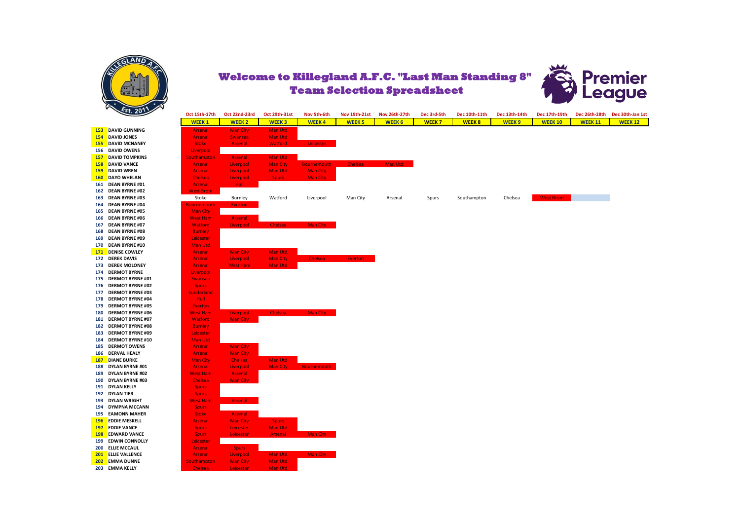# Welcome to Killegland A.F.C. "Last Man Standing 8"
## Team Selection Spreadsheet

| # | Name | WEEK 1 (Oct 15th-17th) | WEEK 2 (Oct 22nd-23rd) | WEEK 3 (Oct 29th-31st) | WEEK 4 (Nov 5th-6th) | WEEK 5 (Nov 19th-21st) | WEEK 6 (Nov 26th-27th) | WEEK 7 (Dec 3rd-5th) | WEEK 8 (Dec 10th-11th) | WEEK 9 (Dec 13th-14th) | WEEK 10 (Dec 17th-19th) | WEEK 11 (Dec 26th-28th) | WEEK 12 (Dec 30th-Jan 1st) |
|---|---|---|---|---|---|---|---|---|---|---|---|---|---|
| 153 | DAVID GUNNING | Arsenal | Man City | Man Utd | | | | | | | | | |
| 154 | DAVID JONES | Arsenal | Swansea | Man Utd | | | | | | | | | |
| 155 | DAVID MCNANEY | Stoke | Arsenal | Watford | Leicester | | | | | | | | |
| 156 | DAVID OWENS | Liverpool | | | | | | | | | | | |
| 157 | DAVID TOMPKINS | Southampton | Arsenal | Man Utd | | | | | | | | | |
| 158 | DAVID VANCE | Arsenal | Liverpool | Man City | Bournemouth | Chelsea | Man Utd | | | | | | |
| 159 | DAVID WREN | Arsenal | Liverpool | Man Utd | Man City | | | | | | | | |
| 160 | DAYO WHELAN | Chelsea | Liverpool | Spurs | Man City | | | | | | | | |
| 161 | DEAN BYRNE #01 | Arsenal | Hull | | | | | | | | | | |
| 162 | DEAN BYRNE #02 | West Brom | | | | | | | | | | | |
| 163 | DEAN BYRNE #03 | Stoke | Burnley | Watford | Liverpool | Man City | Arsenal | Spurs | Southampton | Chelsea | West Brom | | |
| 164 | DEAN BYRNE #04 | Bournemouth | Everton | | | | | | | | | | |
| 165 | DEAN BYRNE #05 | Man City | | | | | | | | | | | |
| 166 | DEAN BYRNE #06 | West Ham | Arsenal | | | | | | | | | | |
| 167 | DEAN BYRNE #07 | Watford | Liverpool | Chelsea | Man City | | | | | | | | |
| 168 | DEAN BYRNE #08 | Burnley | | | | | | | | | | | |
| 169 | DEAN BYRNE #09 | Leicester | | | | | | | | | | | |
| 170 | DEAN BYRNE #10 | Man Utd | | | | | | | | | | | |
| 171 | DENISE COWLEY | Arsenal | Man City | Man Utd | | | | | | | | | |
| 172 | DEREK DAVIS | Arsenal | Liverpool | Man City | Chelsea | Everton | | | | | | | |
| 173 | DEREK MOLONEY | Arsenal | West Ham | Man Utd | | | | | | | | | |
| 174 | DERMOT BYRNE | Liverpool | | | | | | | | | | | |
| 175 | DERMOT BYRNE #01 | Swansea | | | | | | | | | | | |
| 176 | DERMOT BYRNE #02 | Spurs | | | | | | | | | | | |
| 177 | DERMOT BYRNE #03 | Sunderland | | | | | | | | | | | |
| 178 | DERMOT BYRNE #04 | Hull | | | | | | | | | | | |
| 179 | DERMOT BYRNE #05 | Everton | | | | | | | | | | | |
| 180 | DERMOT BYRNE #06 | West Ham | Liverpool | Chelsea | Man City | | | | | | | | |
| 181 | DERMOT BYRNE #07 | Watford | Man City | | | | | | | | | | |
| 182 | DERMOT BYRNE #08 | Burnley | | | | | | | | | | | |
| 183 | DERMOT BYRNE #09 | Leicester | | | | | | | | | | | |
| 184 | DERMOT BYRNE #10 | Man Utd | | | | | | | | | | | |
| 185 | DERMOT OWENS | Arsenal | Man City | | | | | | | | | | |
| 186 | DERVAL HEALY | Arsenal | Man City | | | | | | | | | | |
| 187 | DIANE BURKE | Man City | Chelsea | Man Utd | | | | | | | | | |
| 188 | DYLAN BYRNE #01 | Arsenal | Liverpool | Man City | Bournemouth | | | | | | | | |
| 189 | DYLAN BYRNE #02 | West Ham | Arsenal | | | | | | | | | | |
| 190 | DYLAN BYRNE #03 | Chelsea | Man City | | | | | | | | | | |
| 191 | DYLAN KELLY | Spurs | | | | | | | | | | | |
| 192 | DYLAN TIER | Spurs | | | | | | | | | | | |
| 193 | DYLAN WRIGHT | West Ham | Arsenal | | | | | | | | | | |
| 194 | DYMPNA MCCANN | Spurs | | | | | | | | | | | |
| 195 | EAMONN MAHER | Stoke | Arsenal | | | | | | | | | | |
| 196 | EDDIE MESKELL | Arsenal | Man City | Spurs | | | | | | | | | |
| 197 | EDDIE VANCE | Spurs | Leicester | Man Utd | | | | | | | | | |
| 198 | EDWARD VANCE | Spurs | Leicester | Arsenal | Man City | | | | | | | | |
| 199 | EDWIN CONNOLLY | Leicester | | | | | | | | | | | |
| 200 | ELLIE MCCAUL | Arsenal | Spurs | | | | | | | | | | |
| 201 | ELLIE VALLENCE | Arsenal | Liverpool | Man Utd | Man City | | | | | | | | |
| 202 | EMMA DUNNE | Southampton | Man City | Man Utd | | | | | | | | | |
| 203 | EMMA KELLY | Chelsea | Leicester | Man Utd | | | | | | | | | |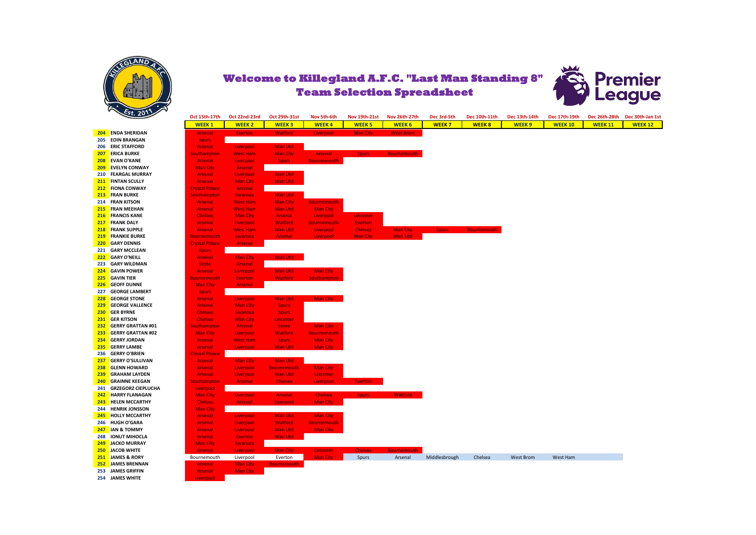# Welcome to Killegland A.F.C. "Last Man Standing 8"
## Team Selection Spreadsheet

| # | Name | Oct 15th-17th WEEK 1 | Oct 22nd-23rd WEEK 2 | Oct 29th-31st WEEK 3 | Nov 5th-6th WEEK 4 | Nov 19th-21st WEEK 5 | Nov 26th-27th WEEK 6 | Dec 3rd-5th WEEK 7 | Dec 10th-11th WEEK 8 | Dec 13th-14th WEEK 9 | Dec 17th-19th WEEK 10 | Dec 26th-28th WEEK 11 | Dec 30th-Jan 1st WEEK 12 |
|---|---|---|---|---|---|---|---|---|---|---|---|---|---|
| 204 | ENDA SHERIDAN | Arsenal | Everton | Watford | Liverpool | Man City | West Brom | | | | | | |
| 205 | EOIN BRANGAN | Spurs | | | | | | | | | | | |
| 206 | ERIC STAFFORD | Arsenal | Liverpool | Man Utd | | | | | | | | | |
| 207 | ERICA BURKE | Southampton | West Ham | Man City | Arsenal | Spurs | Bournemouth | | | | | | |
| 208 | EVAN O'KANE | Arsenal | Liverpool | Spurs | Bournemouth | | | | | | | | |
| 209 | EVELYN CONWAY | Man City | Arsenal | | | | | | | | | | |
| 210 | FEARGAL MURRAY | Arsenal | Liverpool | Man Utd | | | | | | | | | |
| 211 | FINTAN SCULLY | Arsenal | Man City | Man Utd | | | | | | | | | |
| 212 | FIONA CONWAY | Crystal Palace | Arsenal | | | | | | | | | | |
| 213 | FRAN BURKE | Southampton | Swansea | Man Utd | | | | | | | | | |
| 214 | FRAN KITSON | Arsenal | West Ham | Man City | Bournemouth | | | | | | | | |
| 215 | FRAN MEEHAN | Arsenal | West Ham | Man Utd | Man City | | | | | | | | |
| 216 | FRANCIS KANE | Chelsea | Man City | Arsenal | Liverpool | Leicester | | | | | | | |
| 217 | FRANK DALY | Arsenal | Liverpool | Watford | Bournemouth | Everton | | | | | | | |
| 218 | FRANK SUPPLE | Arsenal | West Ham | Man Utd | Liverpool | Chelsea | Man City | Spurs | Bournemouth | | | | |
| 219 | FRANKIE BURKE | Bournemouth | Swansea | Arsenal | Liverpool | Man City | Man Utd | | | | | | |
| 220 | GARY DENNIS | Crystal Palace | Arsenal | | | | | | | | | | |
| 221 | GARY MCCLEAN | Spurs | | | | | | | | | | | |
| 222 | GARY O'NEILL | Arsenal | Man City | Man Utd | | | | | | | | | |
| 223 | GARY WILDMAN | Stoke | Arsenal | | | | | | | | | | |
| 224 | GAVIN POWER | Arsenal | Liverpool | Man Utd | Man City | | | | | | | | |
| 225 | GAVIN TIER | Bournemouth | Everton | Watford | Southampton | | | | | | | | |
| 226 | GEOFF DUNNE | Man City | Arsenal | | | | | | | | | | |
| 227 | GEORGE LAMBERT | Spurs | | | | | | | | | | | |
| 228 | GEORGE STONE | Arsenal | Liverpool | Man Utd | Man City | | | | | | | | |
| 229 | GEORGE VALLENCE | Arsenal | Man City | Spurs | | | | | | | | | |
| 230 | GER BYRNE | Chelsea | Swansea | Spurs | | | | | | | | | |
| 231 | GER KITSON | Chelsea | Man City | Leicester | | | | | | | | | |
| 232 | GERRY GRATTAN #01 | Southampton | Arsenal | Stoke | Man City | | | | | | | | |
| 233 | GERRY GRATTAN #02 | Man City | Liverpool | Watford | Bournemouth | | | | | | | | |
| 234 | GERRY JORDAN | Arsenal | West Ham | Spurs | Man City | | | | | | | | |
| 235 | GERRY LAMBE | Arsenal | Liverpool | Man Utd | Man City | | | | | | | | |
| 236 | GERRY O'BRIEN | Crystal Palace | | | | | | | | | | | |
| 237 | GERRY O'SULLIVAN | Arsenal | Man City | Man Utd | | | | | | | | | |
| 238 | GLENN HOWARD | Arsenal | Liverpool | Bournemouth | Man City | | | | | | | | |
| 239 | GRAHAM LAYDEN | Arsenal | Liverpool | Man Utd | Leicester | | | | | | | | |
| 240 | GRAINNE KEEGAN | Southampton | Arsenal | Chelsea | Liverpool | Everton | | | | | | | |
| 241 | GRZEGORZ CIEPLUCHA | Liverpool | | | | | | | | | | | |
| 242 | HARRY FLANAGAN | Man City | Liverpool | Arsenal | Chelsea | Spurs | Watford | | | | | | |
| 243 | HELEN MCCARTHY | Chelsea | Arsenal | Liverpool | Man City | | | | | | | | |
| 244 | HENRIK JONSSON | Man City | | | | | | | | | | | |
| 245 | HOLLY MCCARTHY | Arsenal | Liverpool | Man Utd | Man City | | | | | | | | |
| 246 | HUGH O'GARA | Arsenal | Liverpool | Watford | Bournemouth | | | | | | | | |
| 247 | IAN & TOMMY | Arsenal | Liverpool | Man Utd | Man City | | | | | | | | |
| 248 | IONUT MIHOCLA | Arsenal | Everton | Man Utd | | | | | | | | | |
| 249 | JACKO MURRAY | Man City | Swansea | | | | | | | | | | |
| 250 | JACOB WHITE | Arsenal | Liverpool | Man City | Leicester | Chelsea | Bournemouth | | | | | | |
| 251 | JAMES & RORY | Bournemouth | Liverpool | Everton | Man City | Spurs | Arsenal | Middlesbrough | Chelsea | West Brom | West Ham | | |
| 252 | JAMES BRENNAN | Arsenal | Man City | Bournemouth | | | | | | | | | |
| 253 | JAMES GRIFFIN | Arsenal | Man City | | | | | | | | | | |
| 254 | JAMES WHITE | Liverpool | | | | | | | | | | | |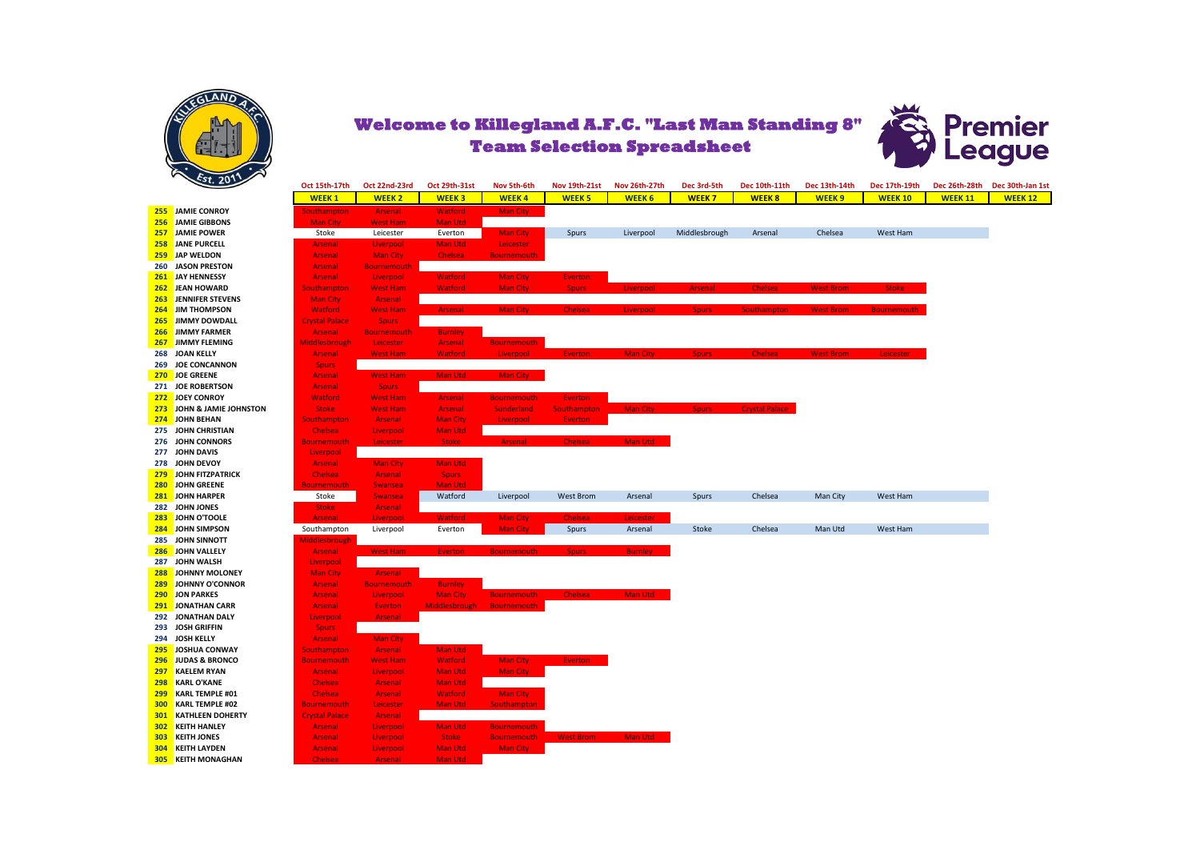# Welcome to Killegland A.F.C. "Last Man Standing 8"
## Team Selection Spreadsheet

| # | Name | WEEK 1 (Oct 15th-17th) | WEEK 2 (Oct 22nd-23rd) | WEEK 3 (Oct 29th-31st) | WEEK 4 (Nov 5th-6th) | WEEK 5 (Nov 19th-21st) | WEEK 6 (Nov 26th-27th) | WEEK 7 (Dec 3rd-5th) | WEEK 8 (Dec 10th-11th) | WEEK 9 (Dec 13th-14th) | WEEK 10 (Dec 17th-19th) | WEEK 11 (Dec 26th-28th) | WEEK 12 (Dec 30th-Jan 1st) |
|---|---|---|---|---|---|---|---|---|---|---|---|---|---|
| 255 | JAMIE CONROY | Southampton | Arsenal | Watford | Man City | | | | | | | | |
| 256 | JAMIE GIBBONS | Man City | West Ham | Man Utd | | | | | | | | | |
| 257 | JAMIE POWER | Stoke | Leicester | Everton | Man City | Spurs | Liverpool | Middlesbrough | Arsenal | Chelsea | West Ham | | |
| 258 | JANE PURCELL | Arsenal | Liverpool | Man Utd | Leicester | | | | | | | | |
| 259 | JAP WELDON | Arsenal | Man City | Chelsea | Bournemouth | | | | | | | | |
| 260 | JASON PRESTON | Arsenal | Bournemouth | | | | | | | | | | |
| 261 | JAY HENNESSY | Arsenal | Liverpool | Watford | Man City | Everton | | | | | | | |
| 262 | JEAN HOWARD | Southampton | West Ham | Watford | Man City | Spurs | Liverpool | Arsenal | Chelsea | West Brom | Stoke | | |
| 263 | JENNIFER STEVENS | Man City | Arsenal | | | | | | | | | | |
| 264 | JIM THOMPSON | Watford | West Ham | Arsenal | Man City | Chelsea | Liverpool | Spurs | Southampton | West Brom | Bournemouth | | |
| 265 | JIMMY DOWDALL | Crystal Palace | Spurs | | | | | | | | | | |
| 266 | JIMMY FARMER | Arsenal | Bournemouth | Burnley | | | | | | | | | |
| 267 | JIMMY FLEMING | Middlesbrough | Leicester | Arsenal | Bournemouth | | | | | | | | |
| 268 | JOAN KELLY | Arsenal | West Ham | Watford | Liverpool | Everton | Man City | Spurs | Chelsea | West Brom | Leicester | | |
| 269 | JOE CONCANNON | Spurs | | | | | | | | | | | |
| 270 | JOE GREENE | Arsenal | West Ham | Man Utd | Man City | | | | | | | | |
| 271 | JOE ROBERTSON | Arsenal | Spurs | | | | | | | | | | |
| 272 | JOEY CONROY | Watford | West Ham | Arsenal | Bournemouth | Everton | | | | | | | |
| 273 | JOHN & JAMIE JOHNSTON | Stoke | West Ham | Arsenal | Sunderland | Southampton | Man City | Spurs | Crystal Palace | | | | |
| 274 | JOHN BEHAN | Southampton | Arsenal | Man City | Liverpool | Everton | | | | | | | |
| 275 | JOHN CHRISTIAN | Chelsea | Liverpool | Man Utd | | | | | | | | | |
| 276 | JOHN CONNORS | Bournemouth | Leicester | Stoke | Arsenal | Chelsea | Man Utd | | | | | | |
| 277 | JOHN DAVIS | Liverpool | | | | | | | | | | | |
| 278 | JOHN DEVOY | Arsenal | Man City | Man Utd | | | | | | | | | |
| 279 | JOHN FITZPATRICK | Chelsea | Arsenal | Spurs | | | | | | | | | |
| 280 | JOHN GREENE | Bournemouth | Swansea | Man Utd | | | | | | | | | |
| 281 | JOHN HARPER | Stoke | Swansea | Watford | Liverpool | West Brom | Arsenal | Spurs | Chelsea | Man City | West Ham | | |
| 282 | JOHN JONES | Stoke | Arsenal | | | | | | | | | | |
| 283 | JOHN O'TOOLE | Arsenal | Liverpool | Watford | Man City | Chelsea | Leicester | | | | | | |
| 284 | JOHN SIMPSON | Southampton | Liverpool | Everton | Man City | Spurs | Arsenal | Stoke | Chelsea | Man Utd | West Ham | | |
| 285 | JOHN SINNOTT | Middlesbrough | | | | | | | | | | | |
| 286 | JOHN VALLELY | Arsenal | West Ham | Everton | Bournemouth | Spurs | Burnley | | | | | | |
| 287 | JOHN WALSH | Liverpool | | | | | | | | | | | |
| 288 | JOHNNY MOLONEY | Man City | Arsenal | | | | | | | | | | |
| 289 | JOHNNY O'CONNOR | Arsenal | Bournemouth | Burnley | | | | | | | | | |
| 290 | JON PARKES | Arsenal | Liverpool | Man City | Bournemouth | Chelsea | Man Utd | | | | | | |
| 291 | JONATHAN CARR | Arsenal | Everton | Middlesbrough | Bournemouth | | | | | | | | |
| 292 | JONATHAN DALY | Liverpool | Arsenal | | | | | | | | | | |
| 293 | JOSH GRIFFIN | Spurs | | | | | | | | | | | |
| 294 | JOSH KELLY | Arsenal | Man City | | | | | | | | | | |
| 295 | JOSHUA CONWAY | Southampton | Arsenal | Man Utd | | | | | | | | | |
| 296 | JUDAS & BRONCO | Bournemouth | West Ham | Watford | Man City | Everton | | | | | | | |
| 297 | KAELEM RYAN | Arsenal | Liverpool | Man Utd | Man City | | | | | | | | |
| 298 | KARL O'KANE | Chelsea | Arsenal | Man Utd | | | | | | | | | |
| 299 | KARL TEMPLE #01 | Chelsea | Arsenal | Watford | Man City | | | | | | | | |
| 300 | KARL TEMPLE #02 | Bournemouth | Leicester | Man Utd | Southampton | | | | | | | | |
| 301 | KATHLEEN DOHERTY | Crystal Palace | Arsenal | | | | | | | | | | |
| 302 | KEITH HANLEY | Arsenal | Liverpool | Man Utd | Bournemouth | | | | | | | | |
| 303 | KEITH JONES | Arsenal | Liverpool | Stoke | Bournemouth | West Brom | Man Utd | | | | | | |
| 304 | KEITH LAYDEN | Arsenal | Liverpool | Man Utd | Man City | | | | | | | | |
| 305 | KEITH MONAGHAN | Chelsea | Arsenal | Man Utd | | | | | | | | | |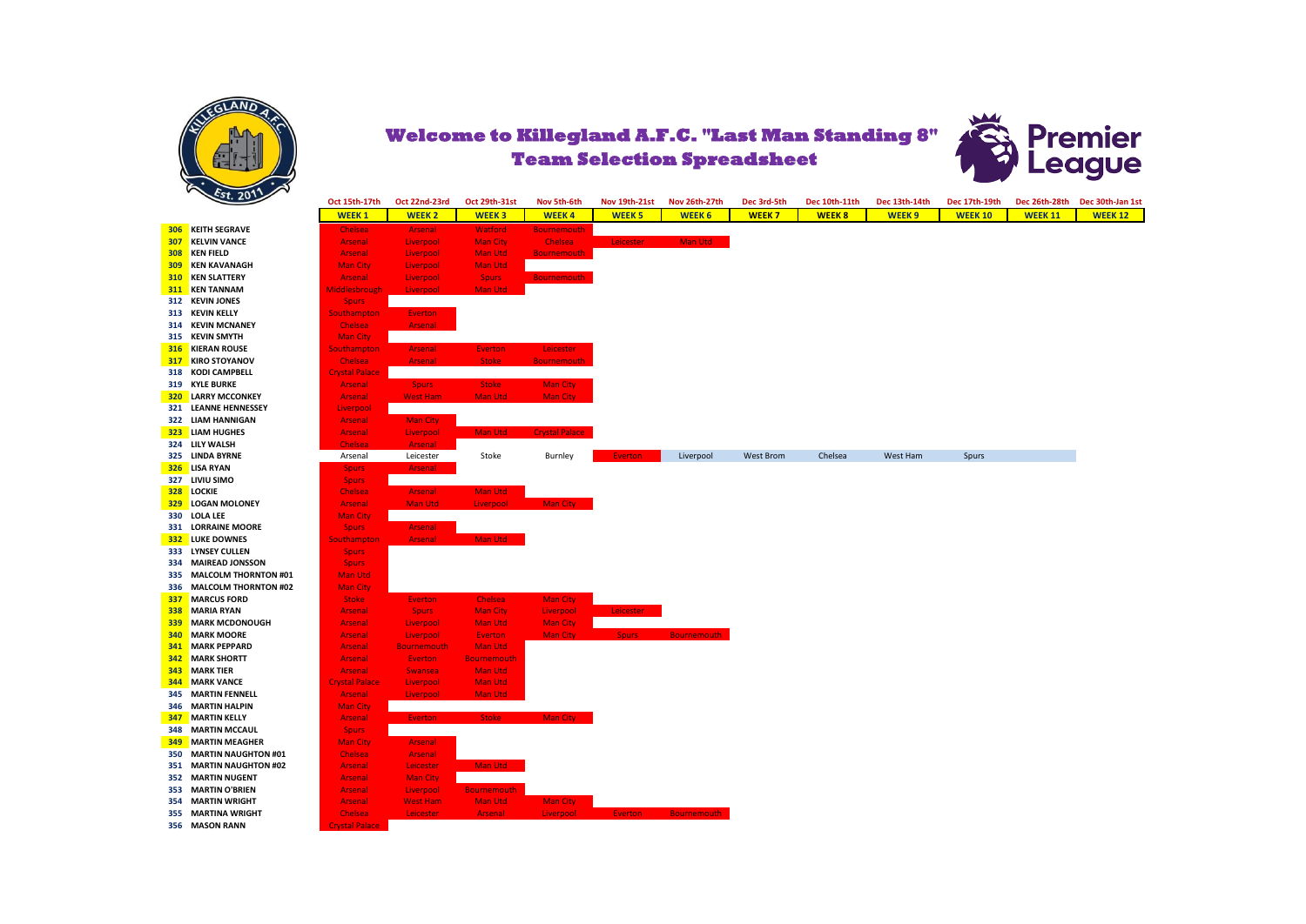# Welcome to Killegland A.F.C. "Last Man Standing 8"
## Team Selection Spreadsheet

| | | Oct 15th-17th | Oct 22nd-23rd | Oct 29th-31st | Nov 5th-6th | Nov 19th-21st | Nov 26th-27th | Dec 3rd-5th | Dec 10th-11th | Dec 13th-14th | Dec 17th-19th | Dec 26th-28th | Dec 30th-Jan 1st |
|---|---|---|---|---|---|---|---|---|---|---|---|---|---|
| | | WEEK 1 | WEEK 2 | WEEK 3 | WEEK 4 | WEEK 5 | WEEK 6 | WEEK 7 | WEEK 8 | WEEK 9 | WEEK 10 | WEEK 11 | WEEK 12 |
| 306 | KEITH SEGRAVE | Chelsea | Arsenal | Watford | Bournemouth | | | | | | | | |
| 307 | KELVIN VANCE | Arsenal | Liverpool | Man City | Chelsea | Leicester | Man Utd | | | | | | |
| 308 | KEN FIELD | Arsenal | Liverpool | Man Utd | Bournemouth | | | | | | | | |
| 309 | KEN KAVANAGH | Man City | Liverpool | Man Utd | | | | | | | | | |
| 310 | KEN SLATTERY | Arsenal | Liverpool | Spurs | Bournemouth | | | | | | | | |
| 311 | KEN TANNAM | Middlesbrough | Liverpool | Man Utd | | | | | | | | | |
| 312 | KEVIN JONES | Spurs | | | | | | | | | | | |
| 313 | KEVIN KELLY | Southampton | Everton | | | | | | | | | | |
| 314 | KEVIN MCNANEY | Chelsea | Arsenal | | | | | | | | | | |
| 315 | KEVIN SMYTH | Man City | | | | | | | | | | | |
| 316 | KIERAN ROUSE | Southampton | Arsenal | Everton | Leicester | | | | | | | | |
| 317 | KIRO STOYANOV | Chelsea | Arsenal | Stoke | Bournemouth | | | | | | | | |
| 318 | KODI CAMPBELL | Crystal Palace | | | | | | | | | | | |
| 319 | KYLE BURKE | Arsenal | Spurs | Stoke | Man City | | | | | | | | |
| 320 | LARRY MCCONKEY | Arsenal | West Ham | Man Utd | Man City | | | | | | | | |
| 321 | LEANNE HENNESSEY | Liverpool | | | | | | | | | | | |
| 322 | LIAM HANNIGAN | Arsenal | Man City | | | | | | | | | | |
| 323 | LIAM HUGHES | Arsenal | Liverpool | Man Utd | Crystal Palace | | | | | | | | |
| 324 | LILY WALSH | Chelsea | Arsenal | | | | | | | | | | |
| 325 | LINDA BYRNE | Arsenal | Leicester | Stoke | Burnley | Everton | Liverpool | West Brom | Chelsea | West Ham | Spurs | | |
| 326 | LISA RYAN | Spurs | Arsenal | | | | | | | | | | |
| 327 | LIVIU SIMO | Spurs | | | | | | | | | | | |
| 328 | LOCKIE | Chelsea | Arsenal | Man Utd | | | | | | | | | |
| 329 | LOGAN MOLONEY | Arsenal | Man Utd | Liverpool | Man City | | | | | | | | |
| 330 | LOLA LEE | Man City | | | | | | | | | | | |
| 331 | LORRAINE MOORE | Spurs | Arsenal | | | | | | | | | | |
| 332 | LUKE DOWNES | Southampton | Arsenal | Man Utd | | | | | | | | | |
| 333 | LYNSEY CULLEN | Spurs | | | | | | | | | | | |
| 334 | MAIREAD JONSSON | Spurs | | | | | | | | | | | |
| 335 | MALCOLM THORNTON #01 | Man Utd | | | | | | | | | | | |
| 336 | MALCOLM THORNTON #02 | Man City | | | | | | | | | | | |
| 337 | MARCUS FORD | Stoke | Everton | Chelsea | Man City | | | | | | | | |
| 338 | MARIA RYAN | Arsenal | Spurs | Man City | Liverpool | Leicester | | | | | | | |
| 339 | MARK MCDONOUGH | Arsenal | Liverpool | Man Utd | Man City | | | | | | | | |
| 340 | MARK MOORE | Arsenal | Liverpool | Everton | Man City | Spurs | Bournemouth | | | | | | |
| 341 | MARK PEPPARD | Arsenal | Bournemouth | Man Utd | | | | | | | | | |
| 342 | MARK SHORTT | Arsenal | Everton | Bournemouth | | | | | | | | | |
| 343 | MARK TIER | Arsenal | Swansea | Man Utd | | | | | | | | | |
| 344 | MARK VANCE | Crystal Palace | Liverpool | Man Utd | | | | | | | | | |
| 345 | MARTIN FENNELL | Arsenal | Liverpool | Man Utd | | | | | | | | | |
| 346 | MARTIN HALPIN | Man City | | | | | | | | | | | |
| 347 | MARTIN KELLY | Arsenal | Everton | Stoke | Man City | | | | | | | | |
| 348 | MARTIN MCCAUL | Spurs | | | | | | | | | | | |
| 349 | MARTIN MEAGHER | Man City | Arsenal | | | | | | | | | | |
| 350 | MARTIN NAUGHTON #01 | Chelsea | Arsenal | | | | | | | | | | |
| 351 | MARTIN NAUGHTON #02 | Arsenal | Leicester | Man Utd | | | | | | | | | |
| 352 | MARTIN NUGENT | Arsenal | Man City | | | | | | | | | | |
| 353 | MARTIN O'BRIEN | Arsenal | Liverpool | Bournemouth | | | | | | | | | |
| 354 | MARTIN WRIGHT | Arsenal | West Ham | Man Utd | Man City | | | | | | | | |
| 355 | MARTINA WRIGHT | Chelsea | Leicester | Arsenal | Liverpool | Everton | Bournemouth | | | | | | |
| 356 | MASON RANN | Crystal Palace | | | | | | | | | | | |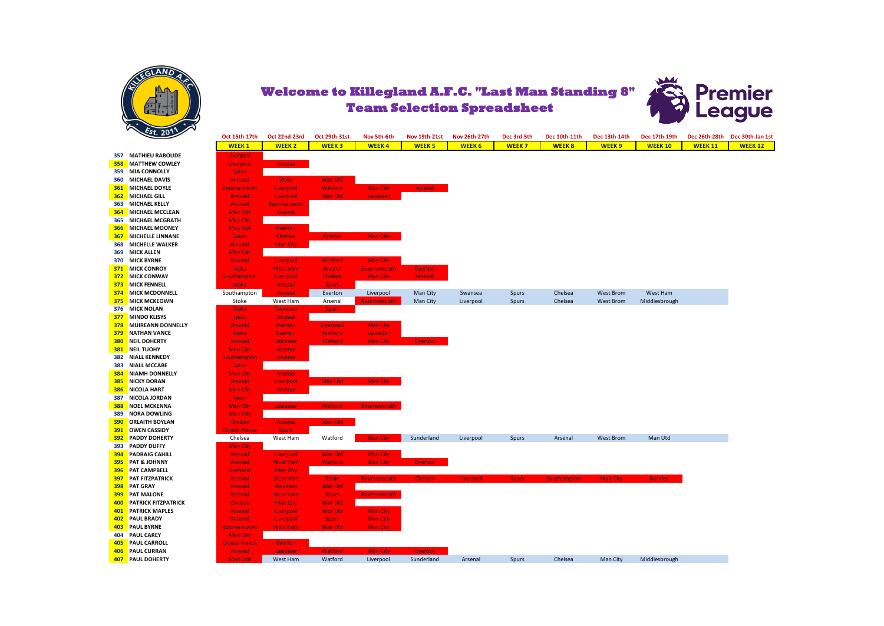# Welcome to Killegland A.F.C. "Last Man Standing 8" Team Selection Spreadsheet

| | | Oct 15th-17th | Oct 22nd-23rd | Oct 29th-31st | Nov 5th-6th | Nov 19th-21st | Nov 26th-27th | Dec 3rd-5th | Dec 10th-11th | Dec 13th-14th | Dec 17th-19th | Dec 26th-28th | Dec 30th-Jan 1st |
|---|---|---|---|---|---|---|---|---|---|---|---|---|---|
| | | WEEK 1 | WEEK 2 | WEEK 3 | WEEK 4 | WEEK 5 | WEEK 6 | WEEK 7 | WEEK 8 | WEEK 9 | WEEK 10 | WEEK 11 | WEEK 12 |
| 357 | MATHIEU RABOUDE | Liverpool | | | | | | | | | | | |
| 358 | MATTHEW COWLEY | Liverpool | Arsenal | | | | | | | | | | |
| 359 | MIA CONNOLLY | Spurs | | | | | | | | | | | |
| 360 | MICHAEL DAVIS | Arsenal | Stoke | Man Utd | | | | | | | | | |
| 361 | MICHAEL DOYLE | Bournemouth | Liverpool | Watford | Man City | Arsenal | | | | | | | |
| 362 | MICHAEL GILL | Arsenal | Liverpool | Man Utd | Leicester | | | | | | | | |
| 363 | MICHAEL KELLY | Arsenal | Bournemouth | | | | | | | | | | |
| 364 | MICHAEL MCCLEAN | Man Utd | Arsenal | | | | | | | | | | |
| 365 | MICHAEL MCGRATH | Man City | | | | | | | | | | | |
| 366 | MICHAEL MOONEY | Man Utd | Everton | | | | | | | | | | |
| 367 | MICHELLE LINNANE | Spurs | Chelsea | Arsenal | Man City | | | | | | | | |
| 368 | MICHELLE WALKER | Arsenal | Man City | | | | | | | | | | |
| 369 | MICK ALLEN | Man City | | | | | | | | | | | |
| 370 | MICK BYRNE | Arsenal | Liverpool | Watford | Man City | | | | | | | | |
| 371 | MICK CONROY | Stoke | West Ham | Arsenal | Bournemouth | Everton | | | | | | | |
| 372 | MICK CONWAY | Southampton | Liverpool | Chelsea | Man City | Arsenal | | | | | | | |
| 373 | MICK FENNELL | Stoke | Arsenal | Spurs | | | | | | | | | |
| 374 | MICK MCDONNELL | Southampton | Arsenal | Everton | Liverpool | Man City | Swansea | Spurs | Chelsea | West Brom | West Ham | | |
| 375 | MICK MCKEOWN | Stoke | West Ham | Arsenal | Bournemouth | Man City | Liverpool | Spurs | Chelsea | West Brom | Middlesbrough | | |
| 376 | MICK NOLAN | Stoke | Swansea | Spurs | | | | | | | | | |
| 377 | MINDO KLISYS | Spurs | Arsenal | | | | | | | | | | |
| 378 | MUIREANN DONNELLY | Arsenal | Everton | Liverpool | Man City | | | | | | | | |
| 379 | NATHAN VANCE | Stoke | Everton | Watford | Leicester | | | | | | | | |
| 380 | NEIL DOHERTY | Arsenal | Leicester | Watford | Man City | Everton | | | | | | | |
| 381 | NEIL TUOHY | Man City | Arsenal | | | | | | | | | | |
| 382 | NIALL KENNEDY | Southampton | Arsenal | | | | | | | | | | |
| 383 | NIALL MCCABE | Spurs | | | | | | | | | | | |
| 384 | NIAMH DONNELLY | Man City | Arsenal | | | | | | | | | | |
| 385 | NICKY DORAN | Arsenal | Liverpool | Man Utd | Man City | | | | | | | | |
| 386 | NICOLA HART | Man City | Arsenal | | | | | | | | | | |
| 387 | NICOLA JORDAN | Spurs | | | | | | | | | | | |
| 388 | NOEL MCKENNA | Man City | Leicester | Watford | Bournemouth | | | | | | | | |
| 389 | NORA DOWLING | Man City | | | | | | | | | | | |
| 390 | ORLAITH BOYLAN | Chelsea | Arsenal | Man Utd | | | | | | | | | |
| 391 | OWEN CASSIDY | Crystal Palace | Spurs | | | | | | | | | | |
| 392 | PADDY DOHERTY | Chelsea | West Ham | Watford | Man City | Sunderland | Liverpool | Spurs | Arsenal | West Brom | Man Utd | | |
| 393 | PADDY DUFFY | Man City | | | | | | | | | | | |
| 394 | PADRAIG CAHILL | Arsenal | Liverpool | Man Utd | Man City | | | | | | | | |
| 395 | PAT & JOHNNY | Arsenal | West Ham | Watford | Man City | Everton | | | | | | | |
| 396 | PAT CAMPBELL | Liverpool | Man City | | | | | | | | | | |
| 397 | PAT FITZPATRICK | Arsenal | West Ham | Stoke | Bournemouth | Chelsea | Liverpool | Spurs | Southampton | Man City | Burnley | | |
| 398 | PAT GRAY | Arsenal | Swansea | Man Utd | | | | | | | | | |
| 399 | PAT MALONE | Arsenal | West Ham | Spurs | Bournemouth | | | | | | | | |
| 400 | PATRICK FITZPATRICK | Chelsea | Man City | Man Utd | | | | | | | | | |
| 401 | PATRICK MAPLES | Arsenal | Liverpool | Man Utd | Man City | | | | | | | | |
| 402 | PAUL BRADY | Arsenal | Liverpool | Spurs | Man City | | | | | | | | |
| 403 | PAUL BYRNE | Bournemouth | West Ham | Man Utd | Man City | | | | | | | | |
| 404 | PAUL CAREY | Man City | | | | | | | | | | | |
| 405 | PAUL CARROLL | Crystal Palace | Everton | | | | | | | | | | |
| 406 | PAUL CURRAN | Arsenal | Leicester | Watford | Man City | Everton | | | | | | | |
| 407 | PAUL DOHERTY | Man Utd | West Ham | Watford | Liverpool | Sunderland | Arsenal | Spurs | Chelsea | Man City | Middlesbrough | | |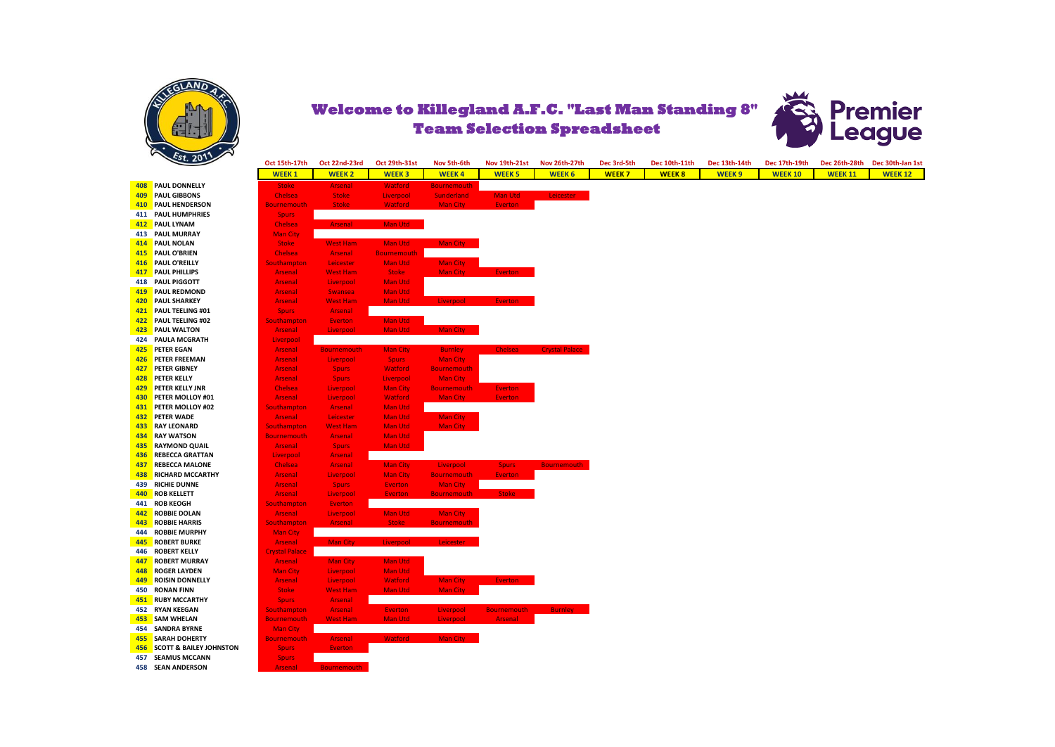# Welcome to Killegland A.F.C. "Last Man Standing 8"
## Team Selection Spreadsheet

| # | Name | WEEK 1 (Oct 15th-17th) | WEEK 2 (Oct 22nd-23rd) | WEEK 3 (Oct 29th-31st) | WEEK 4 (Nov 5th-6th) | WEEK 5 (Nov 19th-21st) | WEEK 6 (Nov 26th-27th) | WEEK 7 (Dec 3rd-5th) | WEEK 8 (Dec 10th-11th) | WEEK 9 (Dec 13th-14th) | WEEK 10 (Dec 17th-19th) | WEEK 11 (Dec 26th-28th) | WEEK 12 (Dec 30th-Jan 1st) |
|---|---|---|---|---|---|---|---|---|---|---|---|---|---|
| 408 | PAUL DONNELLY | Stoke | Arsenal | Watford | Bournemouth | | | | | | | | |
| 409 | PAUL GIBBONS | Chelsea | Stoke | Liverpool | Sunderland | Man Utd | Leicester | | | | | | |
| 410 | PAUL HENDERSON | Bournemouth | Stoke | Watford | Man City | Everton | | | | | | | |
| 411 | PAUL HUMPHRIES | Spurs | | | | | | | | | | | |
| 412 | PAUL LYNAM | Chelsea | Arsenal | Man Utd | | | | | | | | | |
| 413 | PAUL MURRAY | Man City | | | | | | | | | | | |
| 414 | PAUL NOLAN | Stoke | West Ham | Man Utd | Man City | | | | | | | | |
| 415 | PAUL O'BRIEN | Chelsea | Arsenal | Bournemouth | | | | | | | | | |
| 416 | PAUL O'REILLY | Southampton | Leicester | Man Utd | Man City | | | | | | | | |
| 417 | PAUL PHILLIPS | Arsenal | West Ham | Stoke | Man City | Everton | | | | | | | |
| 418 | PAUL PIGGOTT | Arsenal | Liverpool | Man Utd | | | | | | | | | |
| 419 | PAUL REDMOND | Arsenal | Swansea | Man Utd | | | | | | | | | |
| 420 | PAUL SHARKEY | Arsenal | West Ham | Man Utd | Liverpool | Everton | | | | | | | |
| 421 | PAUL TEELING #01 | Spurs | Arsenal | | | | | | | | | | |
| 422 | PAUL TEELING #02 | Southampton | Everton | Man Utd | | | | | | | | | |
| 423 | PAUL WALTON | Arsenal | Liverpool | Man Utd | Man City | | | | | | | | |
| 424 | PAULA MCGRATH | Liverpool | | | | | | | | | | | |
| 425 | PETER EGAN | Arsenal | Bournemouth | Man City | Burnley | Chelsea | Crystal Palace | | | | | | |
| 426 | PETER FREEMAN | Arsenal | Liverpool | Spurs | Man City | | | | | | | | |
| 427 | PETER GIBNEY | Arsenal | Spurs | Watford | Bournemouth | | | | | | | | |
| 428 | PETER KELLY | Arsenal | Spurs | Liverpool | Man City | | | | | | | | |
| 429 | PETER KELLY JNR | Chelsea | Liverpool | Man City | Bournemouth | Everton | | | | | | | |
| 430 | PETER MOLLOY #01 | Arsenal | Liverpool | Watford | Man City | Everton | | | | | | | |
| 431 | PETER MOLLOY #02 | Southampton | Arsenal | Man Utd | | | | | | | | | |
| 432 | PETER WADE | Arsenal | Leicester | Man Utd | Man City | | | | | | | | |
| 433 | RAY LEONARD | Southampton | West Ham | Man Utd | Man City | | | | | | | | |
| 434 | RAY WATSON | Bournemouth | Arsenal | Man Utd | | | | | | | | | |
| 435 | RAYMOND QUAIL | Arsenal | Spurs | Man Utd | | | | | | | | | |
| 436 | REBECCA GRATTAN | Liverpool | Arsenal | | | | | | | | | | |
| 437 | REBECCA MALONE | Chelsea | Arsenal | Man City | Liverpool | Spurs | Bournemouth | | | | | | |
| 438 | RICHARD MCCARTHY | Arsenal | Liverpool | Man City | Bournemouth | Everton | | | | | | | |
| 439 | RICHIE DUNNE | Arsenal | Spurs | Everton | Man City | | | | | | | | |
| 440 | ROB KELLETT | Arsenal | Liverpool | Everton | Bournemouth | Stoke | | | | | | | |
| 441 | ROB KEOGH | Southampton | Everton | | | | | | | | | | |
| 442 | ROBBIE DOLAN | Arsenal | Liverpool | Man Utd | Man City | | | | | | | | |
| 443 | ROBBIE HARRIS | Southampton | Arsenal | Stoke | Bournemouth | | | | | | | | |
| 444 | ROBBIE MURPHY | Man City | | | | | | | | | | | |
| 445 | ROBERT BURKE | Arsenal | Man City | Liverpool | Leicester | | | | | | | | |
| 446 | ROBERT KELLY | Crystal Palace | | | | | | | | | | | |
| 447 | ROBERT MURRAY | Arsenal | Man City | Man Utd | | | | | | | | | |
| 448 | ROGER LAYDEN | Man City | Liverpool | Man Utd | | | | | | | | | |
| 449 | ROISIN DONNELLY | Arsenal | Liverpool | Watford | Man City | Everton | | | | | | | |
| 450 | RONAN FINN | Stoke | West Ham | Man Utd | Man City | | | | | | | | |
| 451 | RUBY MCCARTHY | Spurs | Arsenal | | | | | | | | | | |
| 452 | RYAN KEEGAN | Southampton | Arsenal | Everton | Liverpool | Bournemouth | Burnley | | | | | | |
| 453 | SAM WHELAN | Bournemouth | West Ham | Man Utd | Liverpool | Arsenal | | | | | | | |
| 454 | SANDRA BYRNE | Man City | | | | | | | | | | | |
| 455 | SARAH DOHERTY | Bournemouth | Arsenal | Watford | Man City | | | | | | | | |
| 456 | SCOTT & BAILEY JOHNSTON | Spurs | Everton | | | | | | | | | | |
| 457 | SEAMUS MCCANN | Spurs | | | | | | | | | | | |
| 458 | SEAN ANDERSON | Arsenal | Bournemouth | | | | | | | | | | |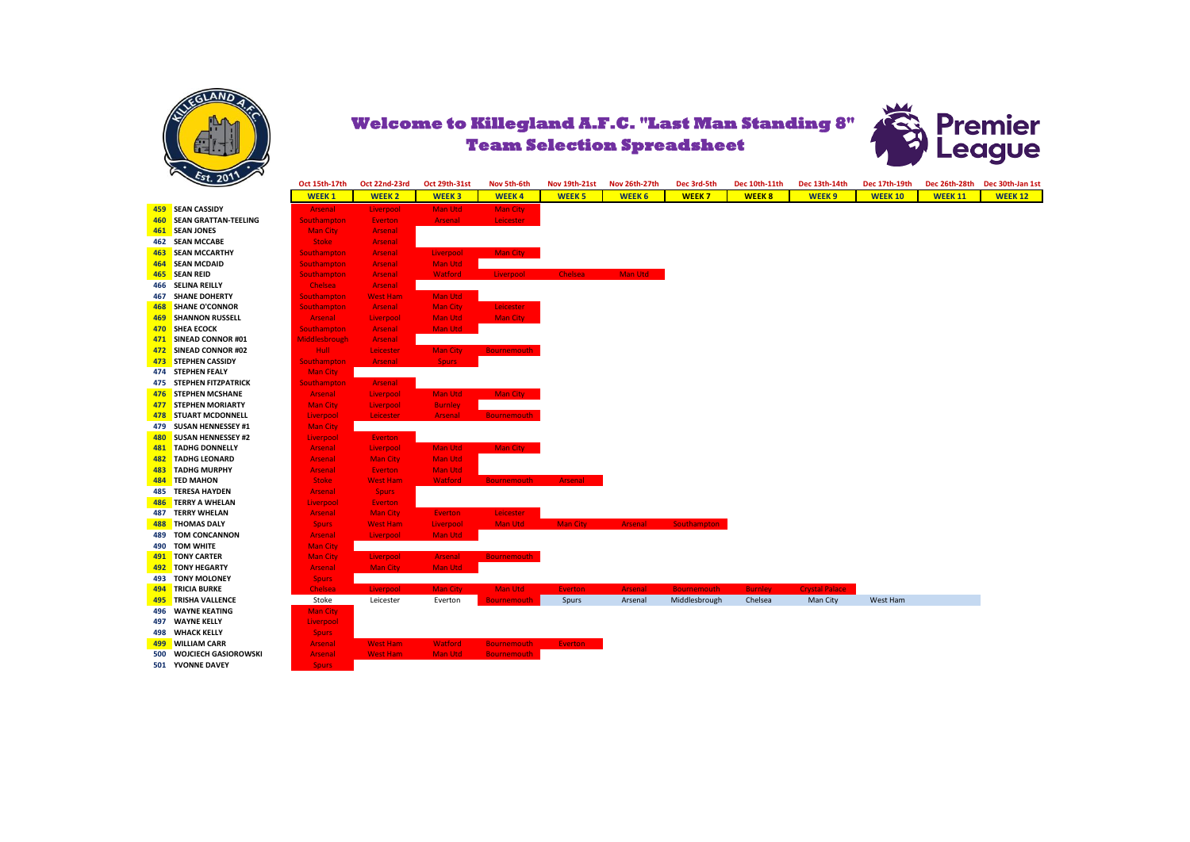# Welcome to Killegland A.F.C. "Last Man Standing 8"
## Team Selection Spreadsheet

| | | Oct 15th-17th | Oct 22nd-23rd | Oct 29th-31st | Nov 5th-6th | Nov 19th-21st | Nov 26th-27th | Dec 3rd-5th | Dec 10th-11th | Dec 13th-14th | Dec 17th-19th | Dec 26th-28th | Dec 30th-Jan 1st |
|---|---|---|---|---|---|---|---|---|---|---|---|---|---|
| | | WEEK 1 | WEEK 2 | WEEK 3 | WEEK 4 | WEEK 5 | WEEK 6 | WEEK 7 | WEEK 8 | WEEK 9 | WEEK 10 | WEEK 11 | WEEK 12 |
| 459 | SEAN CASSIDY | Arsenal | Liverpool | Man Utd | Man City | | | | | | | | |
| 460 | SEAN GRATTAN-TEELING | Southampton | Everton | Arsenal | Leicester | | | | | | | | |
| 461 | SEAN JONES | Man City | Arsenal | | | | | | | | | | |
| 462 | SEAN MCCABE | Stoke | Arsenal | | | | | | | | | | |
| 463 | SEAN MCCARTHY | Southampton | Arsenal | Liverpool | Man City | | | | | | | | |
| 464 | SEAN MCDAID | Southampton | Arsenal | Man Utd | | | | | | | | | |
| 465 | SEAN REID | Southampton | Arsenal | Watford | Liverpool | Chelsea | Man Utd | | | | | | |
| 466 | SELINA REILLY | Chelsea | Arsenal | | | | | | | | | | |
| 467 | SHANE DOHERTY | Southampton | West Ham | Man Utd | | | | | | | | | |
| 468 | SHANE O'CONNOR | Southampton | Arsenal | Man City | Leicester | | | | | | | | |
| 469 | SHANNON RUSSELL | Arsenal | Liverpool | Man Utd | Man City | | | | | | | | |
| 470 | SHEA ECOCK | Southampton | Arsenal | Man Utd | | | | | | | | | |
| 471 | SINEAD CONNOR #01 | Middlesbrough | Arsenal | | | | | | | | | | |
| 472 | SINEAD CONNOR #02 | Hull | Leicester | Man City | Bournemouth | | | | | | | | |
| 473 | STEPHEN CASSIDY | Southampton | Arsenal | Spurs | | | | | | | | | |
| 474 | STEPHEN FEALY | Man City | | | | | | | | | | | |
| 475 | STEPHEN FITZPATRICK | Southampton | Arsenal | | | | | | | | | | |
| 476 | STEPHEN MCSHANE | Arsenal | Liverpool | Man Utd | Man City | | | | | | | | |
| 477 | STEPHEN MORIARTY | Man City | Liverpool | Burnley | | | | | | | | | |
| 478 | STUART MCDONNELL | Liverpool | Leicester | Arsenal | Bournemouth | | | | | | | | |
| 479 | SUSAN HENNESSEY #1 | Man City | | | | | | | | | | | |
| 480 | SUSAN HENNESSEY #2 | Liverpool | Everton | | | | | | | | | | |
| 481 | TADHG DONNELLY | Arsenal | Liverpool | Man Utd | Man City | | | | | | | | |
| 482 | TADHG LEONARD | Arsenal | Man City | Man Utd | | | | | | | | | |
| 483 | TADHG MURPHY | Arsenal | Everton | Man Utd | | | | | | | | | |
| 484 | TED MAHON | Stoke | West Ham | Watford | Bournemouth | Arsenal | | | | | | | |
| 485 | TERESA HAYDEN | Arsenal | Spurs | | | | | | | | | | |
| 486 | TERRY A WHELAN | Liverpool | Everton | | | | | | | | | | |
| 487 | TERRY WHELAN | Arsenal | Man City | Everton | Leicester | | | | | | | | |
| 488 | THOMAS DALY | Spurs | West Ham | Liverpool | Man Utd | Man City | Arsenal | Southampton | | | | | |
| 489 | TOM CONCANNON | Arsenal | Liverpool | Man Utd | | | | | | | | | |
| 490 | TOM WHITE | Man City | | | | | | | | | | | |
| 491 | TONY CARTER | Man City | Liverpool | Arsenal | Bournemouth | | | | | | | | |
| 492 | TONY HEGARTY | Arsenal | Man City | Man Utd | | | | | | | | | |
| 493 | TONY MOLONEY | Spurs | | | | | | | | | | | |
| 494 | TRICIA BURKE | Chelsea | Liverpool | Man City | Man Utd | Everton | Arsenal | Bournemouth | Burnley | Crystal Palace | | | |
| 495 | TRISHA VALLENCE | Stoke | Leicester | Everton | Bournemouth | Spurs | Arsenal | Middlesbrough | Chelsea | Man City | West Ham | | |
| 496 | WAYNE KEATING | Man City | | | | | | | | | | | |
| 497 | WAYNE KELLY | Liverpool | | | | | | | | | | | |
| 498 | WHACK KELLY | Spurs | | | | | | | | | | | |
| 499 | WILLIAM CARR | Arsenal | West Ham | Watford | Bournemouth | Everton | | | | | | | |
| 500 | WOJCIECH GASIOROWSKI | Arsenal | West Ham | Man Utd | Bournemouth | | | | | | | | |
| 501 | YVONNE DAVEY | Spurs | | | | | | | | | | | |